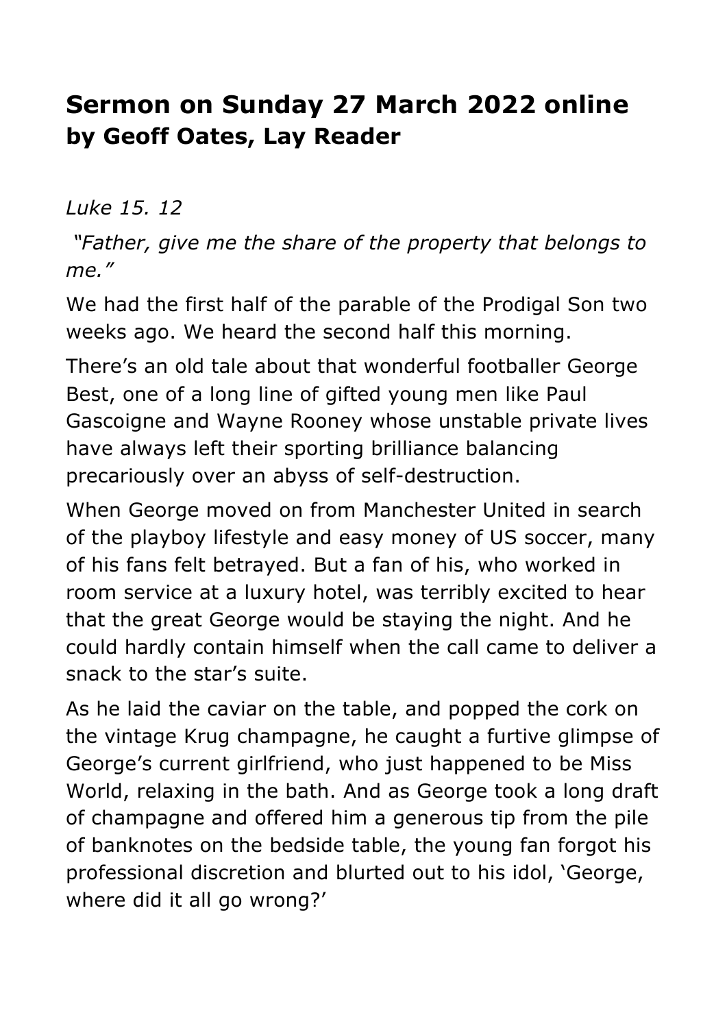# Sermon on Sunday 27 March 2022 online
## by Geoff Oates, Lay Reader

*Luke 15. 12*

*"Father, give me the share of the property that belongs to me."*

We had the first half of the parable of the Prodigal Son two weeks ago. We heard the second half this morning.

There's an old tale about that wonderful footballer George Best, one of a long line of gifted young men like Paul Gascoigne and Wayne Rooney whose unstable private lives have always left their sporting brilliance balancing precariously over an abyss of self-destruction.

When George moved on from Manchester United in search of the playboy lifestyle and easy money of US soccer, many of his fans felt betrayed. But a fan of his, who worked in room service at a luxury hotel, was terribly excited to hear that the great George would be staying the night. And he could hardly contain himself when the call came to deliver a snack to the star's suite.

As he laid the caviar on the table, and popped the cork on the vintage Krug champagne, he caught a furtive glimpse of George's current girlfriend, who just happened to be Miss World, relaxing in the bath. And as George took a long draft of champagne and offered him a generous tip from the pile of banknotes on the bedside table, the young fan forgot his professional discretion and blurted out to his idol, 'George, where did it all go wrong?'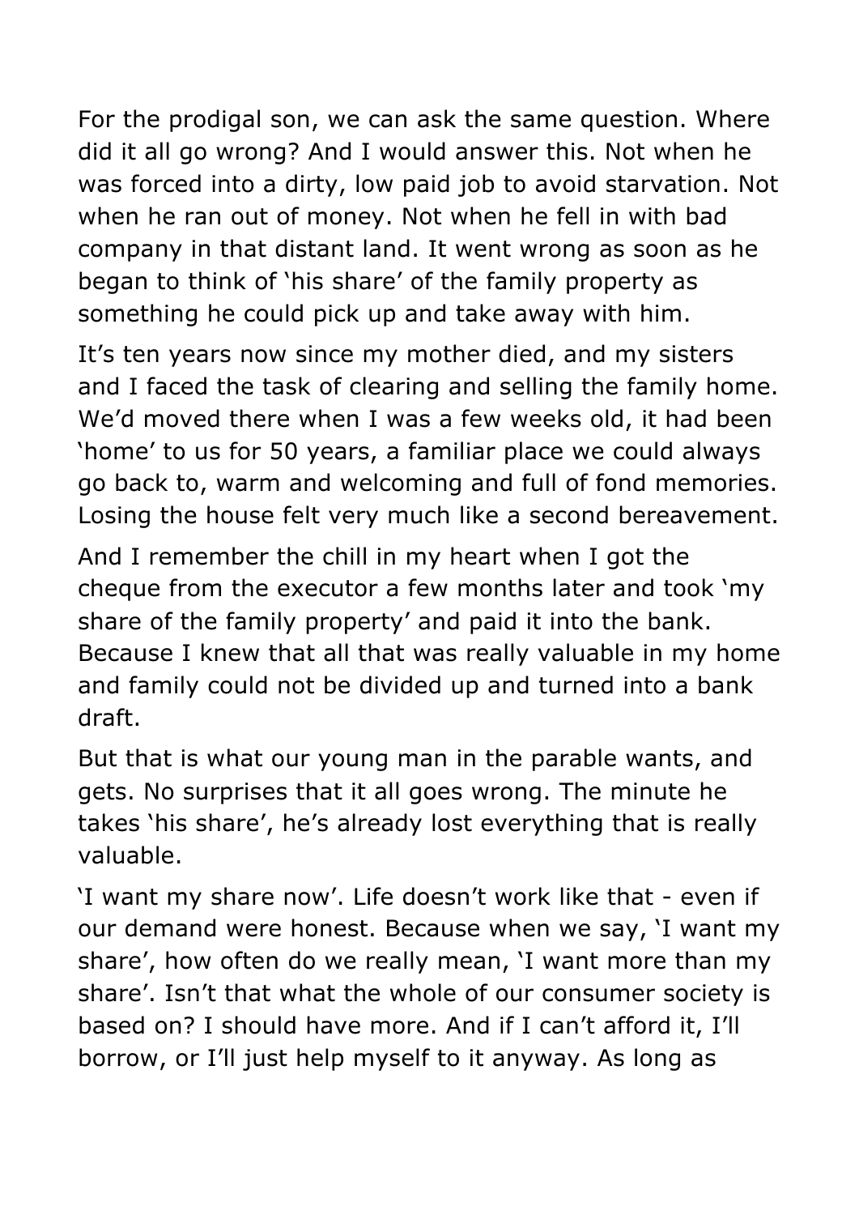For the prodigal son, we can ask the same question. Where did it all go wrong? And I would answer this. Not when he was forced into a dirty, low paid job to avoid starvation. Not when he ran out of money. Not when he fell in with bad company in that distant land. It went wrong as soon as he began to think of 'his share' of the family property as something he could pick up and take away with him.

It's ten years now since my mother died, and my sisters and I faced the task of clearing and selling the family home. We'd moved there when I was a few weeks old, it had been 'home' to us for 50 years, a familiar place we could always go back to, warm and welcoming and full of fond memories. Losing the house felt very much like a second bereavement.

And I remember the chill in my heart when I got the cheque from the executor a few months later and took 'my share of the family property' and paid it into the bank. Because I knew that all that was really valuable in my home and family could not be divided up and turned into a bank draft.

But that is what our young man in the parable wants, and gets. No surprises that it all goes wrong. The minute he takes 'his share', he's already lost everything that is really valuable.

'I want my share now'. Life doesn't work like that - even if our demand were honest. Because when we say, 'I want my share', how often do we really mean, 'I want more than my share'. Isn't that what the whole of our consumer society is based on? I should have more. And if I can't afford it, I'll borrow, or I'll just help myself to it anyway. As long as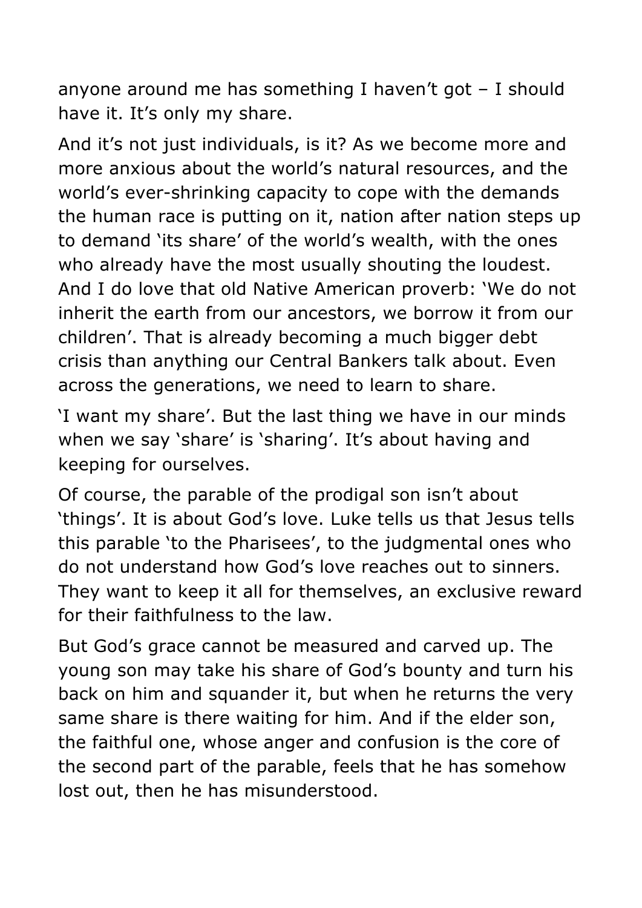anyone around me has something I haven't got – I should have it. It's only my share.

And it's not just individuals, is it? As we become more and more anxious about the world's natural resources, and the world's ever-shrinking capacity to cope with the demands the human race is putting on it, nation after nation steps up to demand 'its share' of the world's wealth, with the ones who already have the most usually shouting the loudest. And I do love that old Native American proverb: 'We do not inherit the earth from our ancestors, we borrow it from our children'. That is already becoming a much bigger debt crisis than anything our Central Bankers talk about. Even across the generations, we need to learn to share.

'I want my share'. But the last thing we have in our minds when we say 'share' is 'sharing'. It's about having and keeping for ourselves.

Of course, the parable of the prodigal son isn't about 'things'. It is about God's love. Luke tells us that Jesus tells this parable 'to the Pharisees', to the judgmental ones who do not understand how God's love reaches out to sinners. They want to keep it all for themselves, an exclusive reward for their faithfulness to the law.

But God's grace cannot be measured and carved up. The young son may take his share of God's bounty and turn his back on him and squander it, but when he returns the very same share is there waiting for him. And if the elder son, the faithful one, whose anger and confusion is the core of the second part of the parable, feels that he has somehow lost out, then he has misunderstood.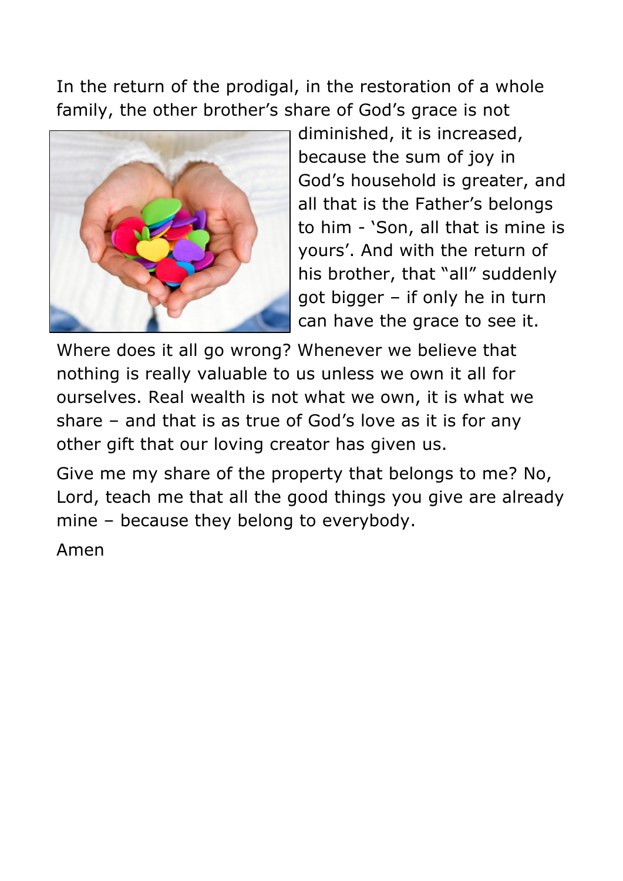In the return of the prodigal, in the restoration of a whole family, the other brother's share of God's grace is not diminished, it is increased, because the sum of joy in God's household is greater, and all that is the Father's belongs to him - 'Son, all that is mine is yours'. And with the return of his brother, that "all" suddenly got bigger – if only he in turn can have the grace to see it.

Where does it all go wrong? Whenever we believe that nothing is really valuable to us unless we own it all for ourselves. Real wealth is not what we own, it is what we share – and that is as true of God's love as it is for any other gift that our loving creator has given us.

Give me my share of the property that belongs to me? No, Lord, teach me that all the good things you give are already mine – because they belong to everybody.

Amen